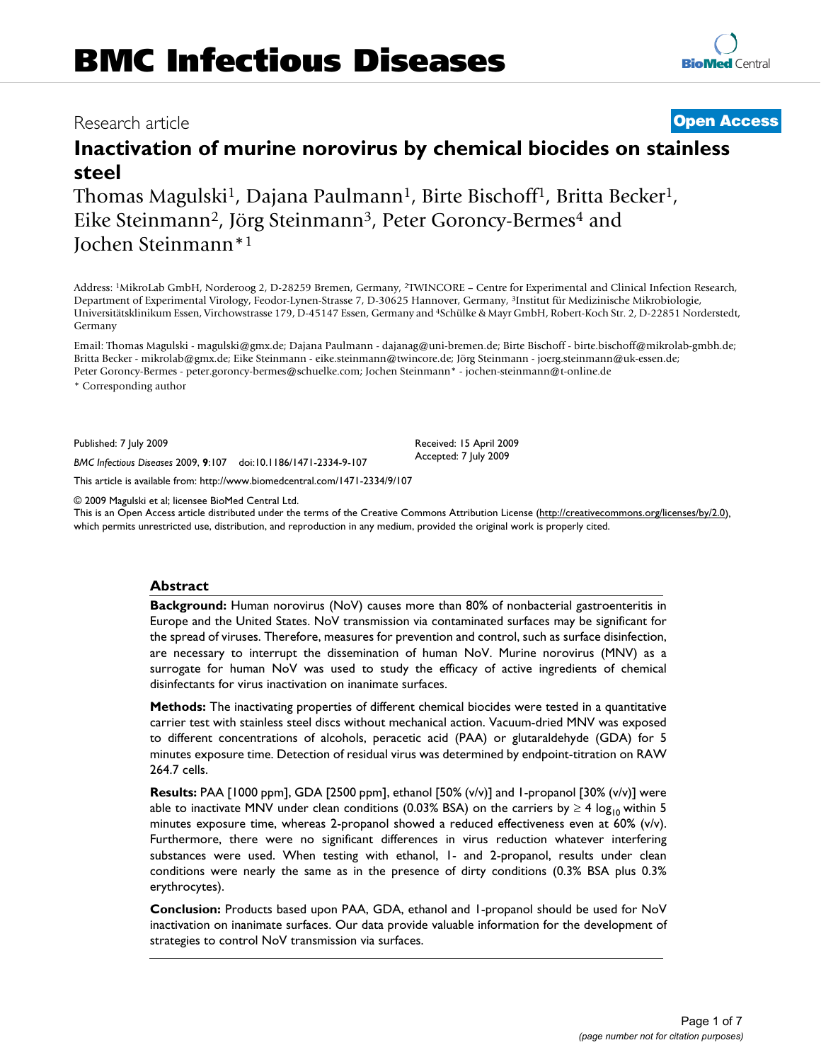# BMC Infectious Diseases

Research article **Open Access**

# Inactivation of murine norovirus by chemical biocides on stainless steel

Thomas Magulski[1], Dajana Paulmann[1], Birte Bischoff[1], Britta Becker[1], Eike Steinmann[2], Jörg Steinmann[3], Peter Goroncy-Bermes[4] and Jochen Steinmann*[1]

Address: [1]MikroLab GmbH, Norderoog 2, D-28259 Bremen, Germany, [2]TWINCORE – Centre for Experimental and Clinical Infection Research, Department of Experimental Virology, Feodor-Lynen-Strasse 7, D-30625 Hannover, Germany, [3]Institut für Medizinische Mikrobiologie, Universitätsklinikum Essen, Virchowstrasse 179, D-45147 Essen, Germany and [4]Schülke & Mayr GmbH, Robert-Koch Str. 2, D-22851 Norderstedt, Germany

Email: Thomas Magulski - magulski@gmx.de; Dajana Paulmann - dajanag@uni-bremen.de; Birte Bischoff - birte.bischoff@mikrolab-gmbh.de; Britta Becker - mikrolab@gmx.de; Eike Steinmann - eike.steinmann@twincore.de; Jörg Steinmann - joerg.steinmann@uk-essen.de; Peter Goroncy-Bermes - peter.goroncy-bermes@schuelke.com; Jochen Steinmann* - jochen-steinmann@t-online.de

\* Corresponding author

Published: 7 July 2009

*BMC Infectious Diseases* 2009, **9**:107 doi:10.1186/1471-2334-9-107

Received: 15 April 2009
Accepted: 7 July 2009

This article is available from: http://www.biomedcentral.com/1471-2334/9/107

© 2009 Magulski et al; licensee BioMed Central Ltd.
This is an Open Access article distributed under the terms of the Creative Commons Attribution License (http://creativecommons.org/licenses/by/2.0), which permits unrestricted use, distribution, and reproduction in any medium, provided the original work is properly cited.

## Abstract

**Background:** Human norovirus (NoV) causes more than 80% of nonbacterial gastroenteritis in Europe and the United States. NoV transmission via contaminated surfaces may be significant for the spread of viruses. Therefore, measures for prevention and control, such as surface disinfection, are necessary to interrupt the dissemination of human NoV. Murine norovirus (MNV) as a surrogate for human NoV was used to study the efficacy of active ingredients of chemical disinfectants for virus inactivation on inanimate surfaces.

**Methods:** The inactivating properties of different chemical biocides were tested in a quantitative carrier test with stainless steel discs without mechanical action. Vacuum-dried MNV was exposed to different concentrations of alcohols, peracetic acid (PAA) or glutaraldehyde (GDA) for 5 minutes exposure time. Detection of residual virus was determined by endpoint-titration on RAW 264.7 cells.

**Results:** PAA [1000 ppm], GDA [2500 ppm], ethanol [50% (v/v)] and 1-propanol [30% (v/v)] were able to inactivate MNV under clean conditions (0.03% BSA) on the carriers by $\geq 4 \log_{10}$ within 5 minutes exposure time, whereas 2-propanol showed a reduced effectiveness even at 60% (v/v). Furthermore, there were no significant differences in virus reduction whatever interfering substances were used. When testing with ethanol, 1- and 2-propanol, results under clean conditions were nearly the same as in the presence of dirty conditions (0.3% BSA plus 0.3% erythrocytes).

**Conclusion:** Products based upon PAA, GDA, ethanol and 1-propanol should be used for NoV inactivation on inanimate surfaces. Our data provide valuable information for the development of strategies to control NoV transmission via surfaces.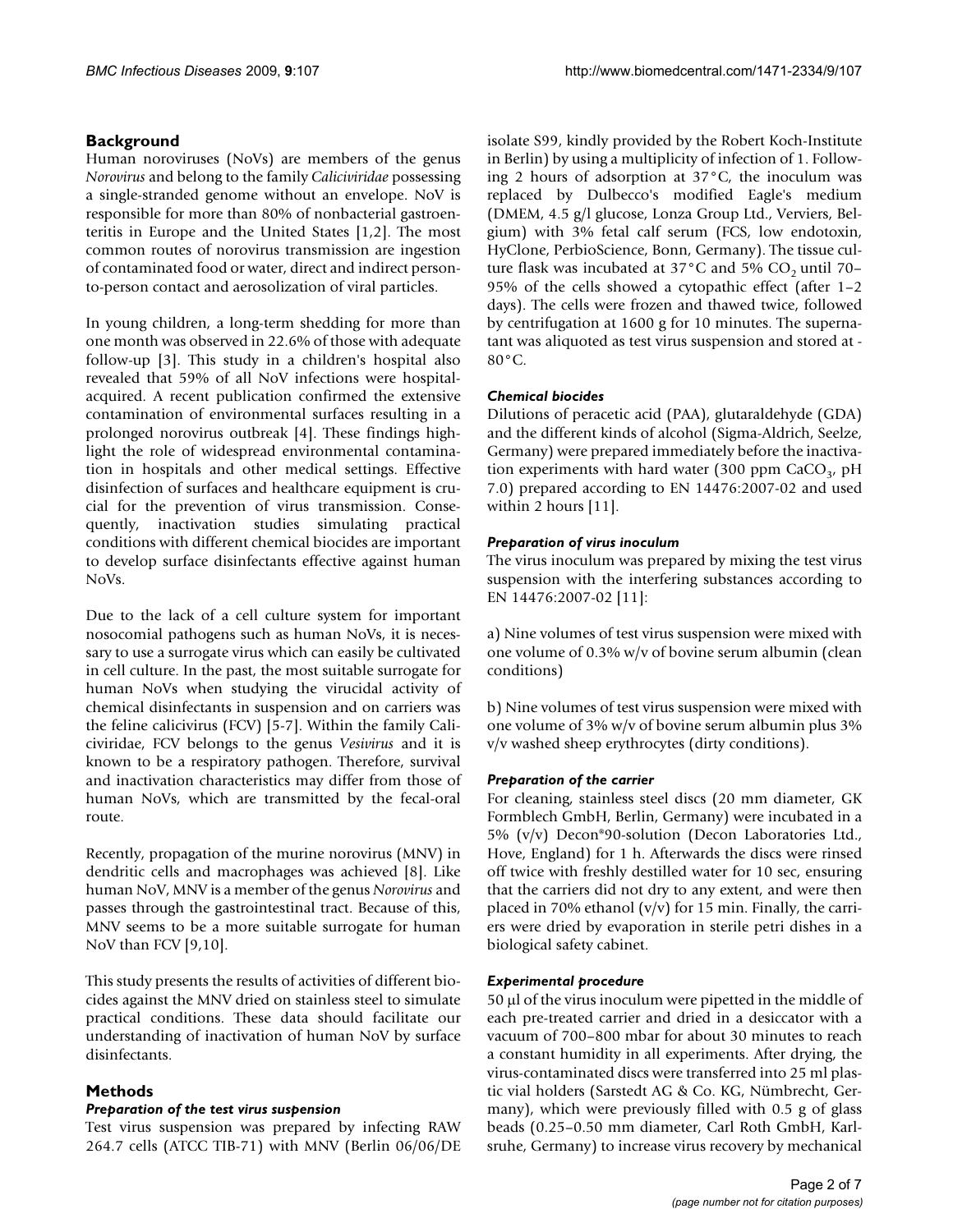## Background

Human noroviruses (NoVs) are members of the genus *Norovirus* and belong to the family *Caliciviridae* possessing a single-stranded genome without an envelope. NoV is responsible for more than 80% of nonbacterial gastroenteritis in Europe and the United States [1,2]. The most common routes of norovirus transmission are ingestion of contaminated food or water, direct and indirect person-to-person contact and aerosolization of viral particles.

In young children, a long-term shedding for more than one month was observed in 22.6% of those with adequate follow-up [3]. This study in a children's hospital also revealed that 59% of all NoV infections were hospital-acquired. A recent publication confirmed the extensive contamination of environmental surfaces resulting in a prolonged norovirus outbreak [4]. These findings highlight the role of widespread environmental contamination in hospitals and other medical settings. Effective disinfection of surfaces and healthcare equipment is crucial for the prevention of virus transmission. Consequently, inactivation studies simulating practical conditions with different chemical biocides are important to develop surface disinfectants effective against human NoVs.

Due to the lack of a cell culture system for important nosocomial pathogens such as human NoVs, it is necessary to use a surrogate virus which can easily be cultivated in cell culture. In the past, the most suitable surrogate for human NoVs when studying the virucidal activity of chemical disinfectants in suspension and on carriers was the feline calicivirus (FCV) [5-7]. Within the family Caliciviridae, FCV belongs to the genus *Vesivirus* and it is known to be a respiratory pathogen. Therefore, survival and inactivation characteristics may differ from those of human NoVs, which are transmitted by the fecal-oral route.

Recently, propagation of the murine norovirus (MNV) in dendritic cells and macrophages was achieved [8]. Like human NoV, MNV is a member of the genus *Norovirus* and passes through the gastrointestinal tract. Because of this, MNV seems to be a more suitable surrogate for human NoV than FCV [9,10].

This study presents the results of activities of different biocides against the MNV dried on stainless steel to simulate practical conditions. These data should facilitate our understanding of inactivation of human NoV by surface disinfectants.

## Methods

### Preparation of the test virus suspension

Test virus suspension was prepared by infecting RAW 264.7 cells (ATCC TIB-71) with MNV (Berlin 06/06/DE isolate S99, kindly provided by the Robert Koch-Institute in Berlin) by using a multiplicity of infection of 1. Following 2 hours of adsorption at 37°C, the inoculum was replaced by Dulbecco's modified Eagle's medium (DMEM, 4.5 g/l glucose, Lonza Group Ltd., Verviers, Belgium) with 3% fetal calf serum (FCS, low endotoxin, HyClone, PerbioScience, Bonn, Germany). The tissue culture flask was incubated at 37°C and 5% $CO_2$ until 70–95% of the cells showed a cytopathic effect (after 1–2 days). The cells were frozen and thawed twice, followed by centrifugation at 1600 g for 10 minutes. The supernatant was aliquoted as test virus suspension and stored at -80°C.

### Chemical biocides

Dilutions of peracetic acid (PAA), glutaraldehyde (GDA) and the different kinds of alcohol (Sigma-Aldrich, Seelze, Germany) were prepared immediately before the inactivation experiments with hard water (300 ppm $CaCO_3$, pH 7.0) prepared according to EN 14476:2007-02 and used within 2 hours [11].

### Preparation of virus inoculum

The virus inoculum was prepared by mixing the test virus suspension with the interfering substances according to EN 14476:2007-02 [11]:

a) Nine volumes of test virus suspension were mixed with one volume of 0.3% w/v of bovine serum albumin (clean conditions)

b) Nine volumes of test virus suspension were mixed with one volume of 3% w/v of bovine serum albumin plus 3% v/v washed sheep erythrocytes (dirty conditions).

### Preparation of the carrier

For cleaning, stainless steel discs (20 mm diameter, GK Formblech GmbH, Berlin, Germany) were incubated in a 5% (v/v) Decon®90-solution (Decon Laboratories Ltd., Hove, England) for 1 h. Afterwards the discs were rinsed off twice with freshly destilled water for 10 sec, ensuring that the carriers did not dry to any extent, and were then placed in 70% ethanol (v/v) for 15 min. Finally, the carriers were dried by evaporation in sterile petri dishes in a biological safety cabinet.

### Experimental procedure

50 μl of the virus inoculum were pipetted in the middle of each pre-treated carrier and dried in a desiccator with a vacuum of 700–800 mbar for about 30 minutes to reach a constant humidity in all experiments. After drying, the virus-contaminated discs were transferred into 25 ml plastic vial holders (Sarstedt AG & Co. KG, Nümbrecht, Germany), which were previously filled with 0.5 g of glass beads (0.25–0.50 mm diameter, Carl Roth GmbH, Karlsruhe, Germany) to increase virus recovery by mechanical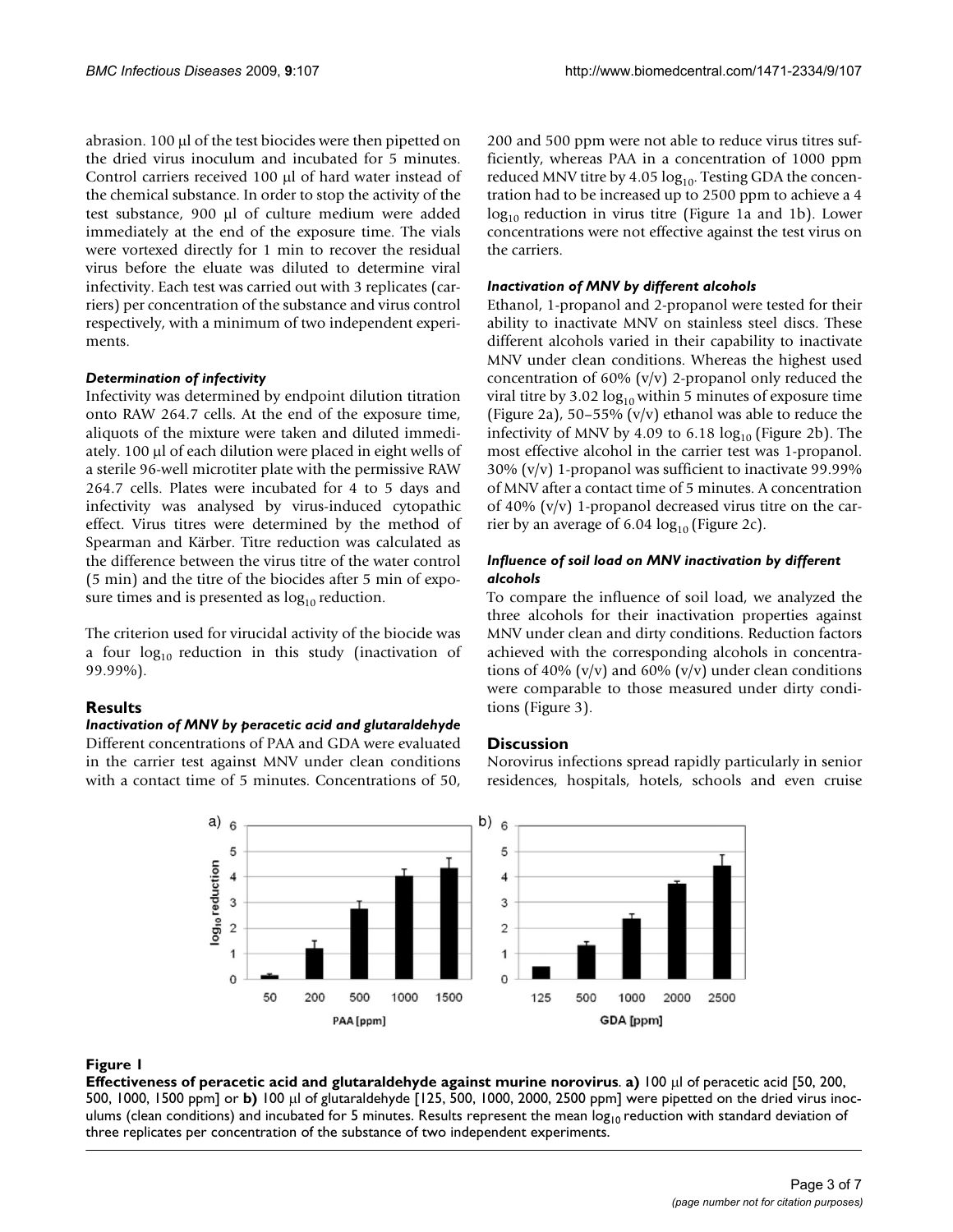abrasion. 100 μl of the test biocides were then pipetted on the dried virus inoculum and incubated for 5 minutes. Control carriers received 100 μl of hard water instead of the chemical substance. In order to stop the activity of the test substance, 900 μl of culture medium were added immediately at the end of the exposure time. The vials were vortexed directly for 1 min to recover the residual virus before the eluate was diluted to determine viral infectivity. Each test was carried out with 3 replicates (carriers) per concentration of the substance and virus control respectively, with a minimum of two independent experiments.

### *Determination of infectivity*

Infectivity was determined by endpoint dilution titration onto RAW 264.7 cells. At the end of the exposure time, aliquots of the mixture were taken and diluted immediately. 100 μl of each dilution were placed in eight wells of a sterile 96-well microtiter plate with the permissive RAW 264.7 cells. Plates were incubated for 4 to 5 days and infectivity was analysed by virus-induced cytopathic effect. Virus titres were determined by the method of Spearman and Kärber. Titre reduction was calculated as the difference between the virus titre of the water control (5 min) and the titre of the biocides after 5 min of exposure times and is presented as $\log_{10}$ reduction.

The criterion used for virucidal activity of the biocide was a four $\log_{10}$ reduction in this study (inactivation of 99.99%).

## Results

### *Inactivation of MNV by peracetic acid and glutaraldehyde*

Different concentrations of PAA and GDA were evaluated in the carrier test against MNV under clean conditions with a contact time of 5 minutes. Concentrations of 50, 200 and 500 ppm were not able to reduce virus titres sufficiently, whereas PAA in a concentration of 1000 ppm reduced MNV titre by 4.05 $\log_{10}$. Testing GDA the concentration had to be increased up to 2500 ppm to achieve a 4 $\log_{10}$ reduction in virus titre (Figure 1a and 1b). Lower concentrations were not effective against the test virus on the carriers.

### *Inactivation of MNV by different alcohols*

Ethanol, 1-propanol and 2-propanol were tested for their ability to inactivate MNV on stainless steel discs. These different alcohols varied in their capability to inactivate MNV under clean conditions. Whereas the highest used concentration of 60% (v/v) 2-propanol only reduced the viral titre by 3.02 $\log_{10}$ within 5 minutes of exposure time (Figure 2a), 50–55% (v/v) ethanol was able to reduce the infectivity of MNV by 4.09 to 6.18 $\log_{10}$ (Figure 2b). The most effective alcohol in the carrier test was 1-propanol. 30% (v/v) 1-propanol was sufficient to inactivate 99.99% of MNV after a contact time of 5 minutes. A concentration of 40% (v/v) 1-propanol decreased virus titre on the carrier by an average of 6.04 $\log_{10}$ (Figure 2c).

### *Influence of soil load on MNV inactivation by different alcohols*

To compare the influence of soil load, we analyzed the three alcohols for their inactivation properties against MNV under clean and dirty conditions. Reduction factors achieved with the corresponding alcohols in concentrations of 40% (v/v) and 60% (v/v) under clean conditions were comparable to those measured under dirty conditions (Figure 3).

## Discussion

Norovirus infections spread rapidly particularly in senior residences, hospitals, hotels, schools and even cruise

**Figure 1**

**Effectiveness of peracetic acid and glutaraldehyde against murine norovirus**. **a)** 100 μl of peracetic acid [50, 200, 500, 1000, 1500 ppm] or **b)** 100 μl of glutaraldehyde [125, 500, 1000, 2000, 2500 ppm] were pipetted on the dried virus inoculums (clean conditions) and incubated for 5 minutes. Results represent the mean $\log_{10}$ reduction with standard deviation of three replicates per concentration of the substance of two independent experiments.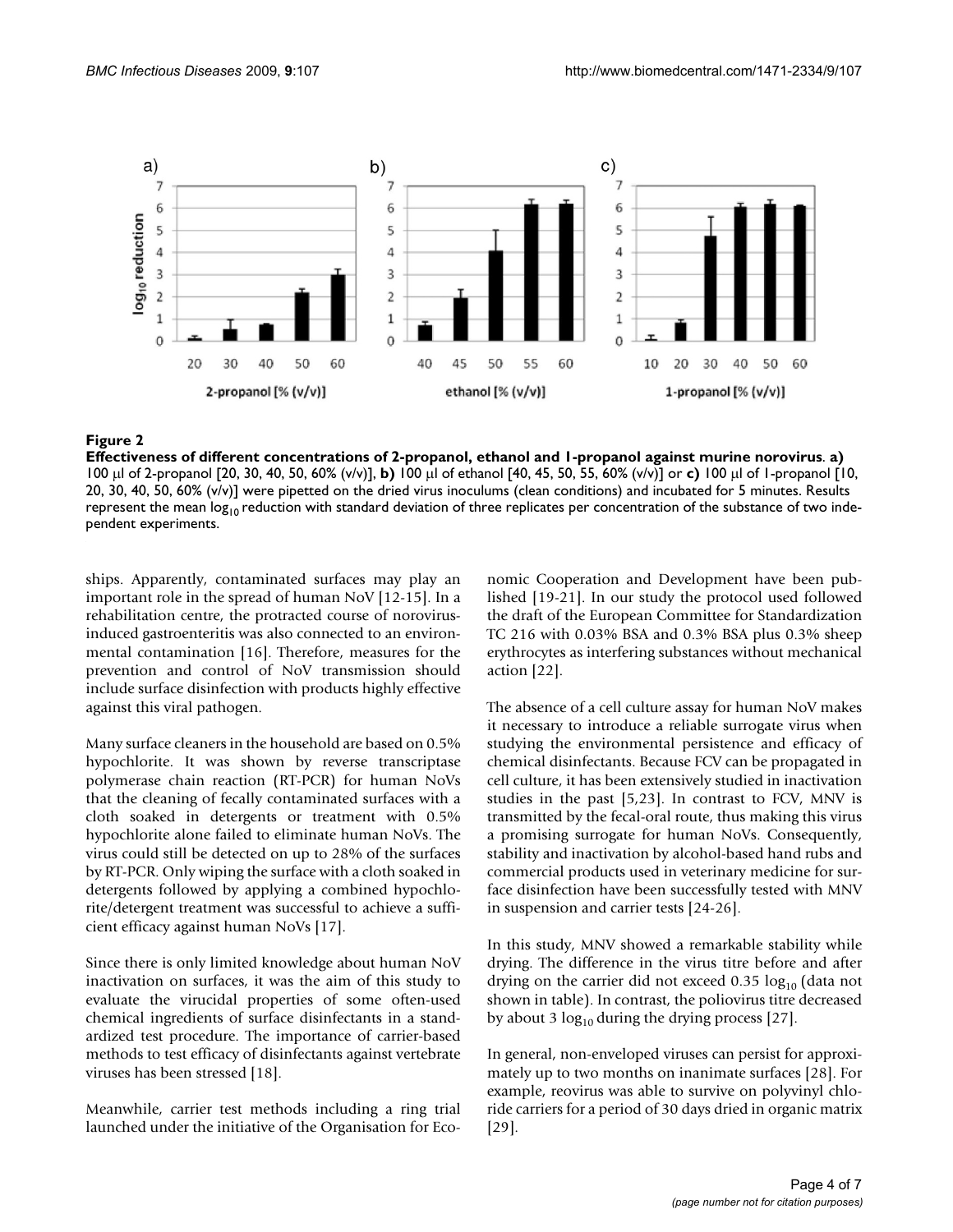**Figure 2**

**Effectiveness of different concentrations of 2-propanol, ethanol and 1-propanol against murine norovirus**. **a)** 100 μl of 2-propanol [20, 30, 40, 50, 60% (v/v)], **b)** 100 μl of ethanol [40, 45, 50, 55, 60% (v/v)] or **c)** 100 μl of 1-propanol [10, 20, 30, 40, 50, 60% (v/v)] were pipetted on the dried virus inoculums (clean conditions) and incubated for 5 minutes. Results represent the mean $\log_{10}$ reduction with standard deviation of three replicates per concentration of the substance of two independent experiments.

ships. Apparently, contaminated surfaces may play an important role in the spread of human NoV [12-15]. In a rehabilitation centre, the protracted course of norovirus-induced gastroenteritis was also connected to an environmental contamination [16]. Therefore, measures for the prevention and control of NoV transmission should include surface disinfection with products highly effective against this viral pathogen.

Many surface cleaners in the household are based on 0.5% hypochlorite. It was shown by reverse transcriptase polymerase chain reaction (RT-PCR) for human NoVs that the cleaning of fecally contaminated surfaces with a cloth soaked in detergents or treatment with 0.5% hypochlorite alone failed to eliminate human NoVs. The virus could still be detected on up to 28% of the surfaces by RT-PCR. Only wiping the surface with a cloth soaked in detergents followed by applying a combined hypochlorite/detergent treatment was successful to achieve a sufficient efficacy against human NoVs [17].

Since there is only limited knowledge about human NoV inactivation on surfaces, it was the aim of this study to evaluate the virucidal properties of some often-used chemical ingredients of surface disinfectants in a standardized test procedure. The importance of carrier-based methods to test efficacy of disinfectants against vertebrate viruses has been stressed [18].

Meanwhile, carrier test methods including a ring trial launched under the initiative of the Organisation for Economic Cooperation and Development have been published [19-21]. In our study the protocol used followed the draft of the European Committee for Standardization TC 216 with 0.03% BSA and 0.3% BSA plus 0.3% sheep erythrocytes as interfering substances without mechanical action [22].

The absence of a cell culture assay for human NoV makes it necessary to introduce a reliable surrogate virus when studying the environmental persistence and efficacy of chemical disinfectants. Because FCV can be propagated in cell culture, it has been extensively studied in inactivation studies in the past [5,23]. In contrast to FCV, MNV is transmitted by the fecal-oral route, thus making this virus a promising surrogate for human NoVs. Consequently, stability and inactivation by alcohol-based hand rubs and commercial products used in veterinary medicine for surface disinfection have been successfully tested with MNV in suspension and carrier tests [24-26].

In this study, MNV showed a remarkable stability while drying. The difference in the virus titre before and after drying on the carrier did not exceed 0.35 $\log_{10}$ (data not shown in table). In contrast, the poliovirus titre decreased by about 3 $\log_{10}$ during the drying process [27].

In general, non-enveloped viruses can persist for approximately up to two months on inanimate surfaces [28]. For example, reovirus was able to survive on polyvinyl chloride carriers for a period of 30 days dried in organic matrix [29].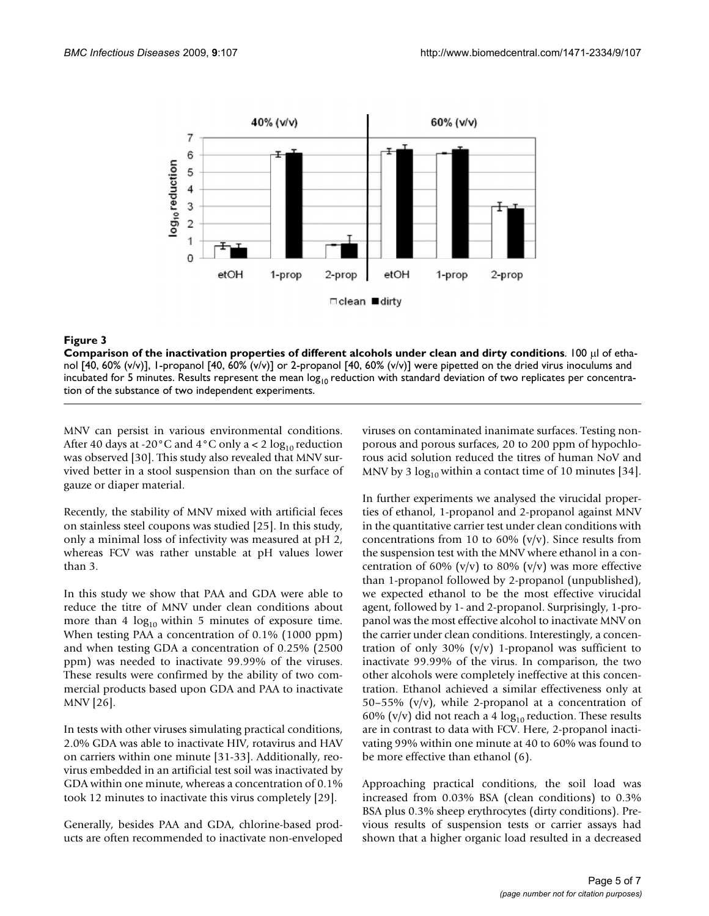**Figure 3**

**Comparison of the inactivation properties of different alcohols under clean and dirty conditions**. 100 μl of ethanol [40, 60% (v/v)], 1-propanol [40, 60% (v/v)] or 2-propanol [40, 60% (v/v)] were pipetted on the dried virus inoculums and incubated for 5 minutes. Results represent the mean $\log_{10}$ reduction with standard deviation of two replicates per concentration of the substance of two independent experiments.

MNV can persist in various environmental conditions. After 40 days at -20°C and 4°C only a < 2 $\log_{10}$ reduction was observed [30]. This study also revealed that MNV survived better in a stool suspension than on the surface of gauze or diaper material.

Recently, the stability of MNV mixed with artificial feces on stainless steel coupons was studied [25]. In this study, only a minimal loss of infectivity was measured at pH 2, whereas FCV was rather unstable at pH values lower than 3.

In this study we show that PAA and GDA were able to reduce the titre of MNV under clean conditions about more than 4 $\log_{10}$ within 5 minutes of exposure time. When testing PAA a concentration of 0.1% (1000 ppm) and when testing GDA a concentration of 0.25% (2500 ppm) was needed to inactivate 99.99% of the viruses. These results were confirmed by the ability of two commercial products based upon GDA and PAA to inactivate MNV [26].

In tests with other viruses simulating practical conditions, 2.0% GDA was able to inactivate HIV, rotavirus and HAV on carriers within one minute [31-33]. Additionally, reovirus embedded in an artificial test soil was inactivated by GDA within one minute, whereas a concentration of 0.1% took 12 minutes to inactivate this virus completely [29].

Generally, besides PAA and GDA, chlorine-based products are often recommended to inactivate non-enveloped viruses on contaminated inanimate surfaces. Testing non-porous and porous surfaces, 20 to 200 ppm of hypochlorous acid solution reduced the titres of human NoV and MNV by 3 $\log_{10}$ within a contact time of 10 minutes [34].

In further experiments we analysed the virucidal properties of ethanol, 1-propanol and 2-propanol against MNV in the quantitative carrier test under clean conditions with concentrations from 10 to 60% (v/v). Since results from the suspension test with the MNV where ethanol in a concentration of 60% (v/v) to 80% (v/v) was more effective than 1-propanol followed by 2-propanol (unpublished), we expected ethanol to be the most effective virucidal agent, followed by 1- and 2-propanol. Surprisingly, 1-propanol was the most effective alcohol to inactivate MNV on the carrier under clean conditions. Interestingly, a concentration of only 30% (v/v) 1-propanol was sufficient to inactivate 99.99% of the virus. In comparison, the two other alcohols were completely ineffective at this concentration. Ethanol achieved a similar effectiveness only at 50–55% (v/v), while 2-propanol at a concentration of 60% (v/v) did not reach a 4 $\log_{10}$ reduction. These results are in contrast to data with FCV. Here, 2-propanol inactivating 99% within one minute at 40 to 60% was found to be more effective than ethanol (6).

Approaching practical conditions, the soil load was increased from 0.03% BSA (clean conditions) to 0.3% BSA plus 0.3% sheep erythrocytes (dirty conditions). Previous results of suspension tests or carrier assays had shown that a higher organic load resulted in a decreased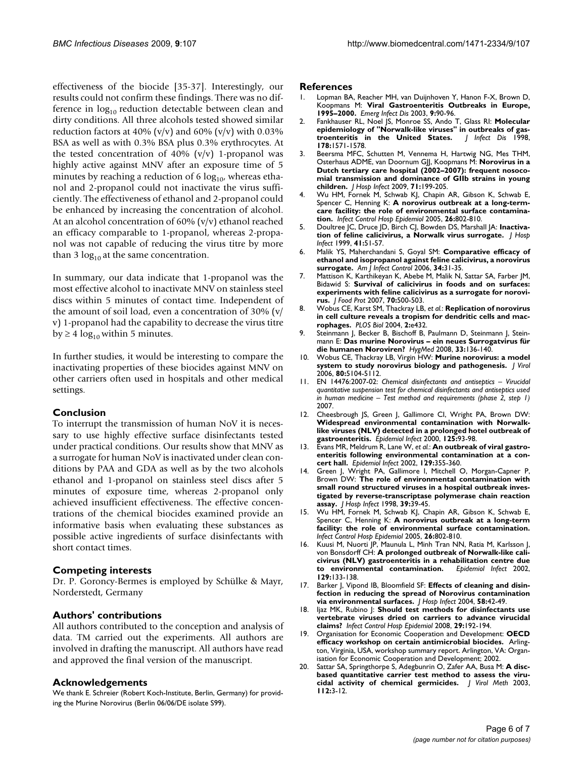effectiveness of the biocide [35-37]. Interestingly, our results could not confirm these findings. There was no difference in $\log_{10}$ reduction detectable between clean and dirty conditions. All three alcohols tested showed similar reduction factors at 40% (v/v) and 60% (v/v) with 0.03% BSA as well as with 0.3% BSA plus 0.3% erythrocytes. At the tested concentration of 40% (v/v) 1-propanol was highly active against MNV after an exposure time of 5 minutes by reaching a reduction of 6 $\log_{10}$, whereas ethanol and 2-propanol could not inactivate the virus sufficiently. The effectiveness of ethanol and 2-propanol could be enhanced by increasing the concentration of alcohol. At an alcohol concentration of 60% (v/v) ethanol reached an efficacy comparable to 1-propanol, whereas 2-propanol was not capable of reducing the virus titre by more than 3 $\log_{10}$ at the same concentration.

In summary, our data indicate that 1-propanol was the most effective alcohol to inactivate MNV on stainless steel discs within 5 minutes of contact time. Independent of the amount of soil load, even a concentration of 30% (v/v) 1-propanol had the capability to decrease the virus titre by $\geq 4$ $\log_{10}$ within 5 minutes.

In further studies, it would be interesting to compare the inactivating properties of these biocides against MNV on other carriers often used in hospitals and other medical settings.

## Conclusion

To interrupt the transmission of human NoV it is necessary to use highly effective surface disinfectants tested under practical conditions. Our results show that MNV as a surrogate for human NoV is inactivated under clean conditions by PAA and GDA as well as by the two alcohols ethanol and 1-propanol on stainless steel discs after 5 minutes of exposure time, whereas 2-propanol only achieved insufficient effectiveness. The effective concentrations of the chemical biocides examined provide an informative basis when evaluating these substances as possible active ingredients of surface disinfectants with short contact times.

## Competing interests

Dr. P. Goroncy-Bermes is employed by Schülke & Mayr, Norderstedt, Germany

## Authors' contributions

All authors contributed to the conception and analysis of data. TM carried out the experiments. All authors are involved in drafting the manuscript. All authors have read and approved the final version of the manuscript.

## Acknowledgements

We thank E. Schreier (Robert Koch-Institute, Berlin, Germany) for providing the Murine Norovirus (Berlin 06/06/DE isolate S99).

## References

1. Lopman BA, Reacher MH, van Duijnhoven Y, Hanon F-X, Brown D, Koopmans M: **Viral Gastroenteritis Outbreaks in Europe, 1995–2000.** *Emerg Infect Dis* 2003, **9:**90-96.
2. Fankhauser RL, Noel JS, Monroe SS, Ando T, Glass RI: **Molecular epidemiology of "Norwalk-like viruses" in outbreaks of gastroenteritis in the United States.** *J Infect Dis* 1998, **178:**1571-1578.
3. Beersma MFC, Schutten M, Vennema H, Hartwig NG, Mes THM, Osterhaus ADME, van Doornum GJJ, Koopmans M: **Norovirus in a Dutch tertiary care hospital (2002–2007): frequent nosocomial transmission and dominance of GIIb strains in young children.** *J Hosp Infect* 2009, **71:**199-205.
4. Wu HM, Fornek M, Schwab KJ, Chapin AR, Gibson K, Schwab E, Spencer C, Henning K: **A norovirus outbreak at a long-term-care facility: the role of environmental surface contamination.** *Infect Control Hosp Epidemiol* 2005, **26:**802-810.
5. Doultree JC, Druce JD, Birch CJ, Bowden DS, Marshall JA: **Inactivation of feline calicivirus, a Norwalk virus surrogate.** *J Hosp Infect* 1999, **41:**51-57.
6. Malik YS, Maherchandani S, Goyal SM: **Comparative efficacy of ethanol and isopropanol against feline calicivirus, a norovirus surrogate.** *Am J Infect Control* 2006, **34:**31-35.
7. Mattison K, Karthikeyan K, Abebe M, Malik N, Sattar SA, Farber JM, Bidawid S: **Survival of calicivirus in foods and on surfaces: experiments with feline calicivirus as a surrogate for norovirus.** *J Food Prot* 2007, **70:**500-503.
8. Wobus CE, Karst SM, Thackray LB, *et al.*: **Replication of norovirus in cell culture reveals a tropism for dendritic cells and macrophages.** *PLOS Biol* 2004, **2:**e432.
9. Steinmann J, Becker B, Bischoff B, Paulmann D, Steinmann J, Steinmann E: **Das murine Norovirus – ein neues Surrogatvirus für die humanen Noroviren?** *HygMed* 2008, **33:**136-140.
10. Wobus CE, Thackray LB, Virgin HW: **Murine norovirus: a model system to study norovirus biology and pathogenesis.** *J Virol* 2006, **80:**5104-5112.
11. EN 14476:2007-02: *Chemical disinfectants and antiseptics – Virucidal quantitative suspension test for chemical disinfectants and antiseptics used in human medicine – Test method and requirements (phase 2, step 1)* 2007.
12. Cheesbrough JS, Green J, Gallimore CI, Wright PA, Brown DW: **Widespread environmental contamination with Norwalk-like viruses (NLV) detected in a prolonged hotel outbreak of gastroenteritis.** *Epidemiol Infect* 2000, **125:**93-98.
13. Evans MR, Meldrum R, Lane W, *et al.*: **An outbreak of viral gastroenteritis following environmental contamination at a concert hall.** *Epidemiol Infect* 2002, **129:**355-360.
14. Green J, Wright PA, Gallimore I, Mitchell O, Morgan-Capner P, Brown DW: **The role of environmental contamination with small round structured viruses in a hospital outbreak investigated by reverse-transcriptase polymerase chain reaction assay.** *J Hosp Infect* 1998, **39:**39-45.
15. Wu HM, Fornek M, Schwab KJ, Chapin AR, Gibson K, Schwab E, Spencer C, Henning K: **A norovirus outbreak at a long-term facility: the role of environmental surface contamination.** *Infect Control Hosp Epidemiol* 2005, **26:**802-810.
16. Kuusi M, Nuorti JP, Maunula L, Minh Tran NN, Ratia M, Karlsson J, von Bonsdorff CH: **A prolonged outbreak of Norwalk-like calicivirus (NLV) gastroenteritis in a rehabilitation centre due to environmental contamination.** *Epidemiol Infect* 2002, **129:**133-138.
17. Barker J, Vipond IB, Bloomfield SF: **Effects of cleaning and disinfection in reducing the spread of Norovirus contamination via environmental surfaces.** *J Hosp Infect* 2004, **58:**42-49.
18. Ijaz MK, Rubino J: **Should test methods for disinfectants use vertebrate viruses dried on carriers to advance virucidal claims?** *Infect Control Hosp Epidemiol* 2008, **29:**192-194.
19. Organisation for Economic Cooperation and Development: **OECD efficacy workshop on certain antimicrobial biocides.** Arlington, Virginia, USA, workshop summary report. Arlington, VA: Organisation for Economic Cooperation and Development; 2002.
20. Sattar SA, Springthorpe S, Adegbunrin O, Zafer AA, Busa M: **A disc-based quantitative carrier test method to assess the virucidal activity of chemical germicides.** *J Virol Meth* 2003, **112:**3-12.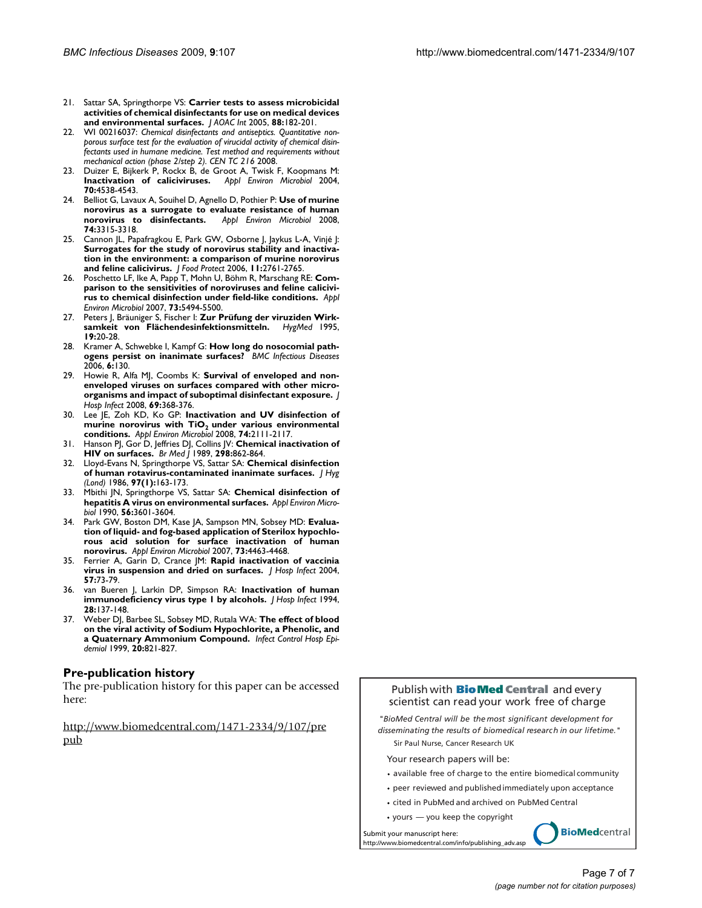21. Sattar SA, Springthorpe VS: **Carrier tests to assess microbicidal activities of chemical disinfectants for use on medical devices and environmental surfaces.** *J AOAC Int* 2005, **88:**182-201.
22. WI 00216037: *Chemical disinfectants and antiseptics. Quantitative non-porous surface test for the evaluation of virucidal activity of chemical disinfectants used in humane medicine. Test method and requirements without mechanical action (phase 2/step 2). CEN TC 216* 2008.
23. Duizer E, Bijkerk P, Rockx B, de Groot A, Twisk F, Koopmans M: **Inactivation of caliciviruses.** *Appl Environ Microbiol* 2004, **70:**4538-4543.
24. Belliot G, Lavaux A, Souihel D, Agnello D, Pothier P: **Use of murine norovirus as a surrogate to evaluate resistance of human norovirus to disinfectants.** *Appl Environ Microbiol* 2008, **74:**3315-3318.
25. Cannon JL, Papafragkou E, Park GW, Osborne J, Jaykus L-A, Vinjé J: **Surrogates for the study of norovirus stability and inactivation in the environment: a comparison of murine norovirus and feline calicivirus.** *J Food Protect* 2006, **11:**2761-2765.
26. Poschetto LF, Ike A, Papp T, Mohn U, Böhm R, Marschang RE: **Comparison to the sensitivities of noroviruses and feline calicivirus to chemical disinfection under field-like conditions.** *Appl Environ Microbiol* 2007, **73:**5494-5500.
27. Peters J, Bräuniger S, Fischer I: **Zur Prüfung der viruziden Wirksamkeit von Flächendesinfektionsmitteln.** *HygMed* 1995, **19:**20-28.
28. Kramer A, Schwebke I, Kampf G: **How long do nosocomial pathogens persist on inanimate surfaces?** *BMC Infectious Diseases* 2006, **6:**130.
29. Howie R, Alfa MJ, Coombs K: **Survival of enveloped and non-enveloped viruses on surfaces compared with other micro-organisms and impact of suboptimal disinfectant exposure.** *J Hosp Infect* 2008, **69:**368-376.
30. Lee JE, Zoh KD, Ko GP: **Inactivation and UV disinfection of murine norovirus with $TiO_2$ under various environmental conditions.** *Appl Environ Microbiol* 2008, **74:**2111-2117.
31. Hanson PJ, Gor D, Jeffries DJ, Collins JV: **Chemical inactivation of HIV on surfaces.** *Br Med J* 1989, **298:**862-864.
32. Lloyd-Evans N, Springthorpe VS, Sattar SA: **Chemical disinfection of human rotavirus-contaminated inanimate surfaces.** *J Hyg (Lond)* 1986, **97(1):**163-173.
33. Mbithi JN, Springthorpe VS, Sattar SA: **Chemical disinfection of hepatitis A virus on environmental surfaces.** *Appl Environ Microbiol* 1990, **56:**3601-3604.
34. Park GW, Boston DM, Kase JA, Sampson MN, Sobsey MD: **Evaluation of liquid- and fog-based application of Sterilox hypochlorous acid solution for surface inactivation of human norovirus.** *Appl Environ Microbiol* 2007, **73:**4463-4468.
35. Ferrier A, Garin D, Crance JM: **Rapid inactivation of vaccinia virus in suspension and dried on surfaces.** *J Hosp Infect* 2004, **57:**73-79.
36. van Bueren J, Larkin DP, Simpson RA: **Inactivation of human immunodeficiency virus type 1 by alcohols.** *J Hosp Infect* 1994, **28:**137-148.
37. Weber DJ, Barbee SL, Sobsey MD, Rutala WA: **The effect of blood on the viral activity of Sodium Hypochlorite, a Phenolic, and a Quaternary Ammonium Compound.** *Infect Control Hosp Epidemiol* 1999, **20:**821-827.

## Pre-publication history

The pre-publication history for this paper can be accessed here:

http://www.biomedcentral.com/1471-2334/9/107/prepub

Publish with **BioMed Central** and every scientist can read your work free of charge

*"BioMed Central will be the most significant development for disseminating the results of biomedical research in our lifetime."*
Sir Paul Nurse, Cancer Research UK

Your research papers will be:

- available free of charge to the entire biomedical community
- peer reviewed and published immediately upon acceptance
- cited in PubMed and archived on PubMed Central
- yours — you keep the copyright

Submit your manuscript here:
http://www.biomedcentral.com/info/publishing_adv.asp

BioMedcentral